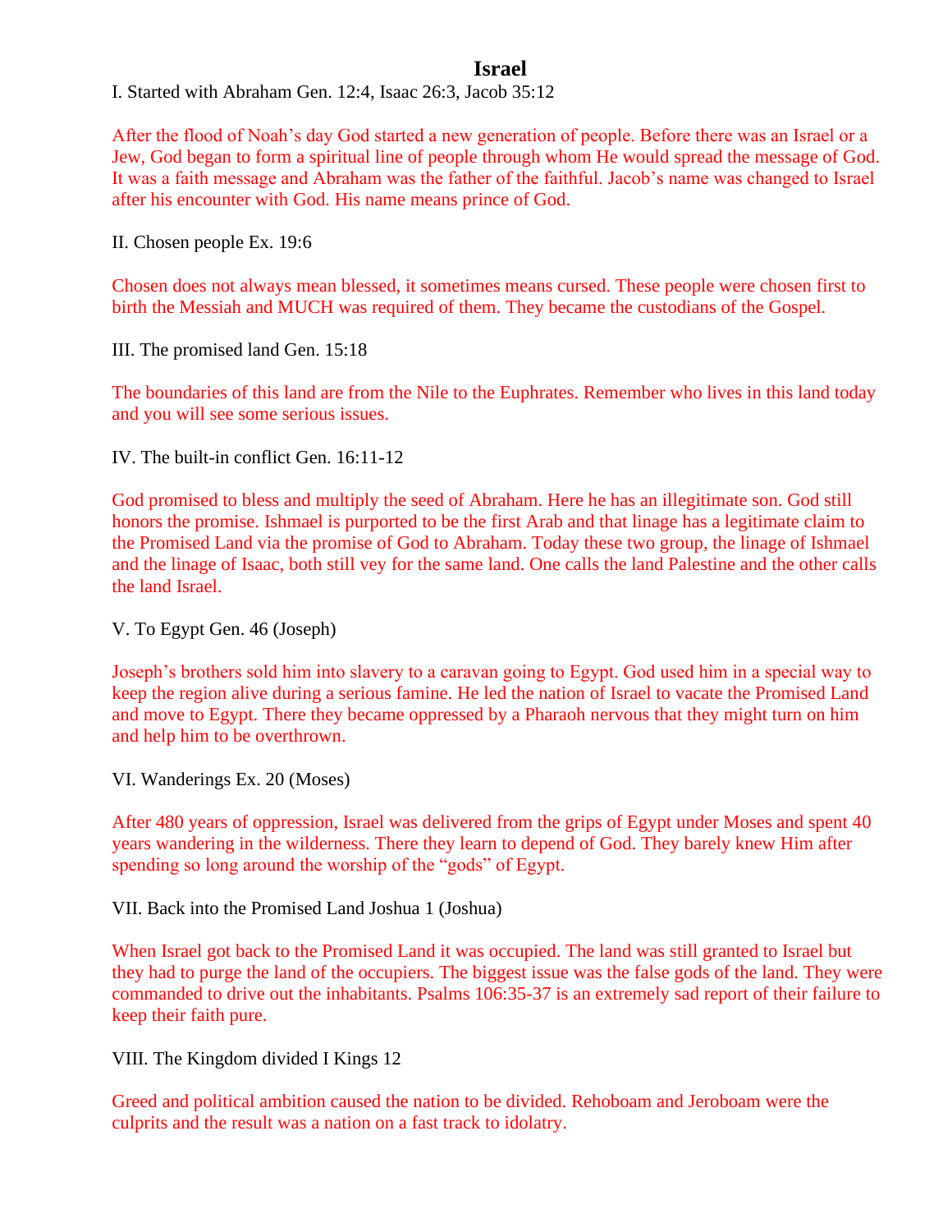# Israel

I. Started with Abraham Gen. 12:4, Isaac 26:3, Jacob 35:12

After the flood of Noah's day God started a new generation of people. Before there was an Israel or a Jew, God began to form a spiritual line of people through whom He would spread the message of God. It was a faith message and Abraham was the father of the faithful. Jacob's name was changed to Israel after his encounter with God. His name means prince of God.

II. Chosen people Ex. 19:6

Chosen does not always mean blessed, it sometimes means cursed. These people were chosen first to birth the Messiah and MUCH was required of them. They became the custodians of the Gospel.

III. The promised land Gen. 15:18

The boundaries of this land are from the Nile to the Euphrates. Remember who lives in this land today and you will see some serious issues.

IV. The built-in conflict Gen. 16:11-12

God promised to bless and multiply the seed of Abraham. Here he has an illegitimate son. God still honors the promise. Ishmael is purported to be the first Arab and that linage has a legitimate claim to the Promised Land via the promise of God to Abraham. Today these two group, the linage of Ishmael and the linage of Isaac, both still vey for the same land. One calls the land Palestine and the other calls the land Israel.

V. To Egypt Gen. 46 (Joseph)

Joseph's brothers sold him into slavery to a caravan going to Egypt. God used him in a special way to keep the region alive during a serious famine. He led the nation of Israel to vacate the Promised Land and move to Egypt. There they became oppressed by a Pharaoh nervous that they might turn on him and help him to be overthrown.

VI. Wanderings Ex. 20 (Moses)

After 480 years of oppression, Israel was delivered from the grips of Egypt under Moses and spent 40 years wandering in the wilderness. There they learn to depend of God. They barely knew Him after spending so long around the worship of the "gods" of Egypt.

VII. Back into the Promised Land Joshua 1 (Joshua)

When Israel got back to the Promised Land it was occupied. The land was still granted to Israel but they had to purge the land of the occupiers. The biggest issue was the false gods of the land. They were commanded to drive out the inhabitants. Psalms 106:35-37 is an extremely sad report of their failure to keep their faith pure.

VIII. The Kingdom divided I Kings 12

Greed and political ambition caused the nation to be divided. Rehoboam and Jeroboam were the culprits and the result was a nation on a fast track to idolatry.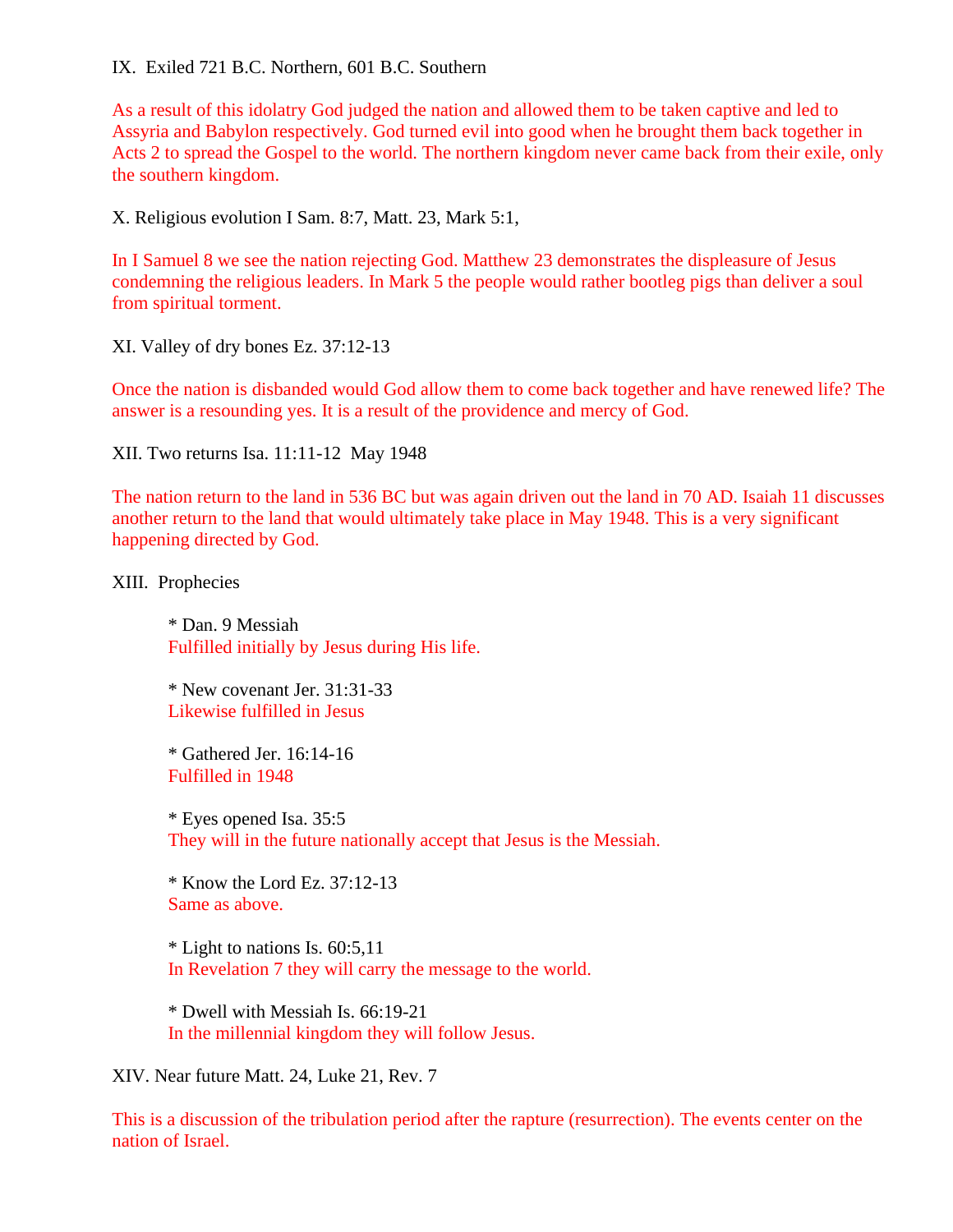IX. Exiled 721 B.C. Northern, 601 B.C. Southern

As a result of this idolatry God judged the nation and allowed them to be taken captive and led to Assyria and Babylon respectively. God turned evil into good when he brought them back together in Acts 2 to spread the Gospel to the world. The northern kingdom never came back from their exile, only the southern kingdom.

X. Religious evolution I Sam. 8:7, Matt. 23, Mark 5:1,

In I Samuel 8 we see the nation rejecting God. Matthew 23 demonstrates the displeasure of Jesus condemning the religious leaders. In Mark 5 the people would rather bootleg pigs than deliver a soul from spiritual torment.

XI. Valley of dry bones Ez. 37:12-13

Once the nation is disbanded would God allow them to come back together and have renewed life? The answer is a resounding yes. It is a result of the providence and mercy of God.

XII. Two returns Isa. 11:11-12 May 1948

The nation return to the land in 536 BC but was again driven out the land in 70 AD. Isaiah 11 discusses another return to the land that would ultimately take place in May 1948. This is a very significant happening directed by God.

XIII. Prophecies

- Dan. 9 Messiah
  Fulfilled initially by Jesus during His life.

- New covenant Jer. 31:31-33
  Likewise fulfilled in Jesus

- Gathered Jer. 16:14-16
  Fulfilled in 1948

- Eyes opened Isa. 35:5
  They will in the future nationally accept that Jesus is the Messiah.

- Know the Lord Ez. 37:12-13
  Same as above.

- Light to nations Is. 60:5,11
  In Revelation 7 they will carry the message to the world.

- Dwell with Messiah Is. 66:19-21
  In the millennial kingdom they will follow Jesus.

XIV. Near future Matt. 24, Luke 21, Rev. 7

This is a discussion of the tribulation period after the rapture (resurrection). The events center on the nation of Israel.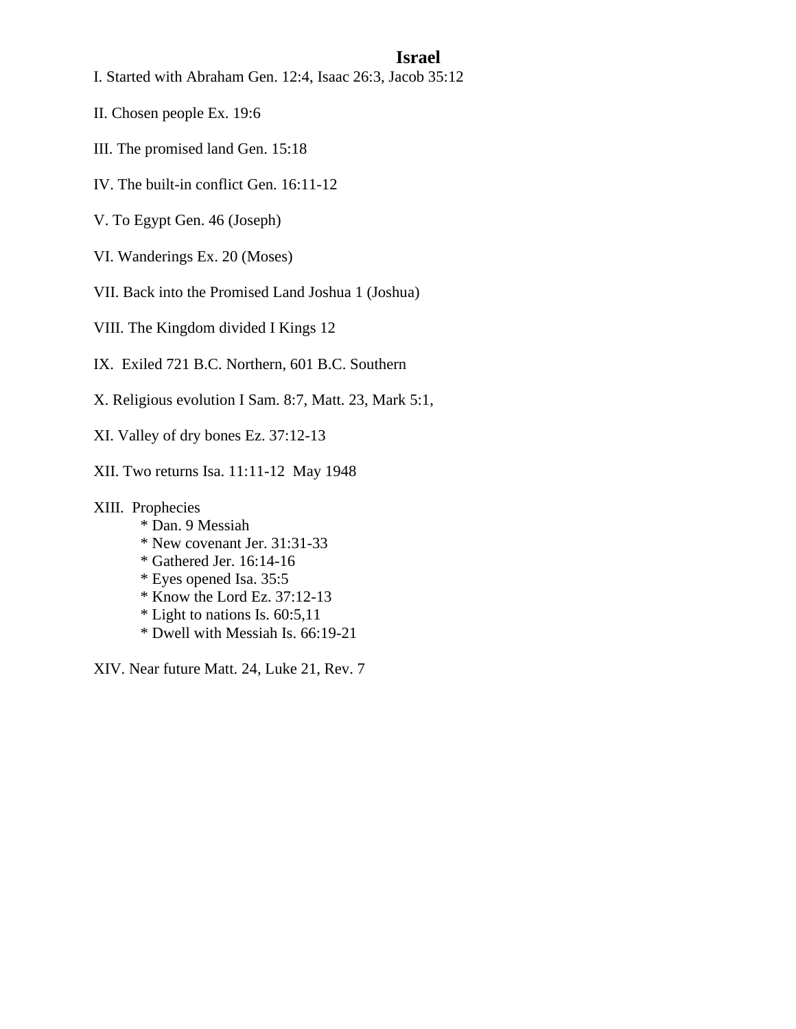# Israel

I. Started with Abraham Gen. 12:4, Isaac 26:3, Jacob 35:12

II. Chosen people Ex. 19:6

III. The promised land Gen. 15:18

IV. The built-in conflict Gen. 16:11-12

V. To Egypt Gen. 46 (Joseph)

VI. Wanderings Ex. 20 (Moses)

VII. Back into the Promised Land Joshua 1 (Joshua)

VIII. The Kingdom divided I Kings 12

IX. Exiled 721 B.C. Northern, 601 B.C. Southern

X. Religious evolution I Sam. 8:7, Matt. 23, Mark 5:1,

XI. Valley of dry bones Ez. 37:12-13

XII. Two returns Isa. 11:11-12 May 1948

XIII. Prophecies

- Dan. 9 Messiah
- New covenant Jer. 31:31-33
- Gathered Jer. 16:14-16
- Eyes opened Isa. 35:5
- Know the Lord Ez. 37:12-13
- Light to nations Is. 60:5,11
- Dwell with Messiah Is. 66:19-21

XIV. Near future Matt. 24, Luke 21, Rev. 7